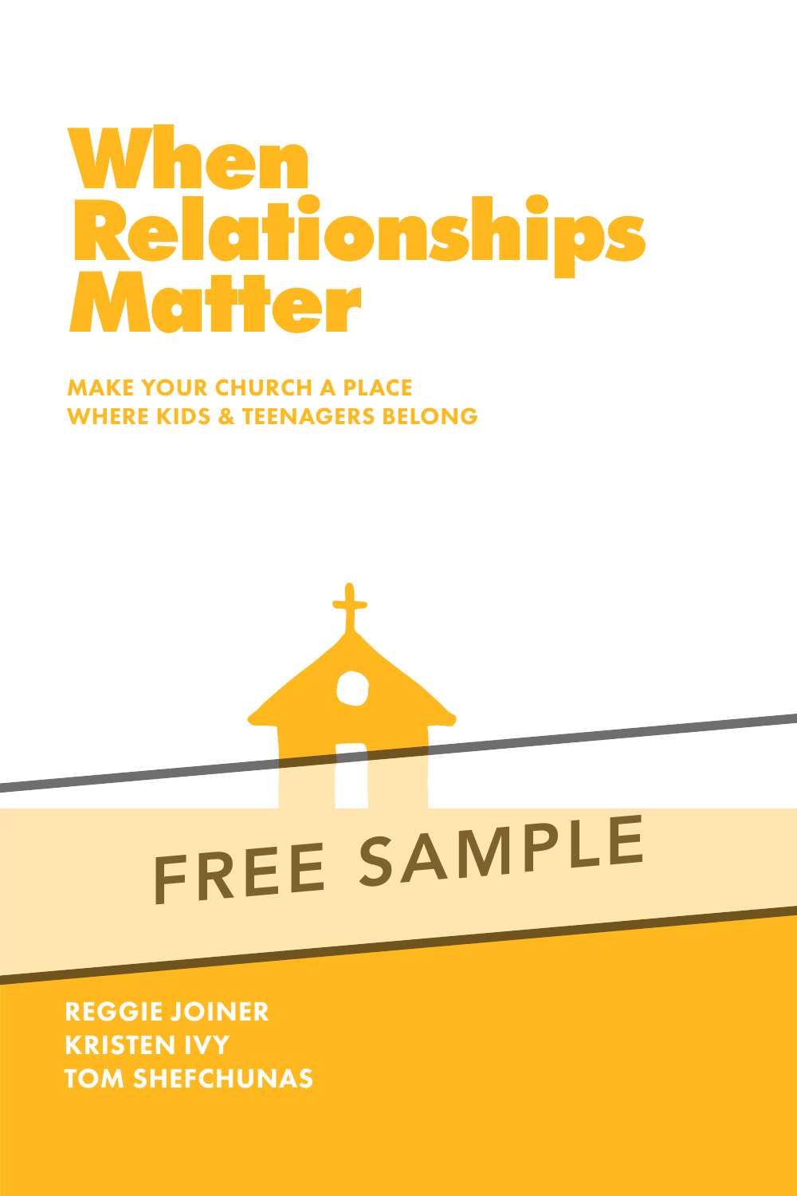# When Relationships Matter

**MAKE YOUR CHURCH A PLACE WHERE KIDS & TEENAGERS BELONG**

FREE SAMPLE

**REGGIE JOINER**
**KRISTEN IVY**
**TOM SHEFCHUNAS**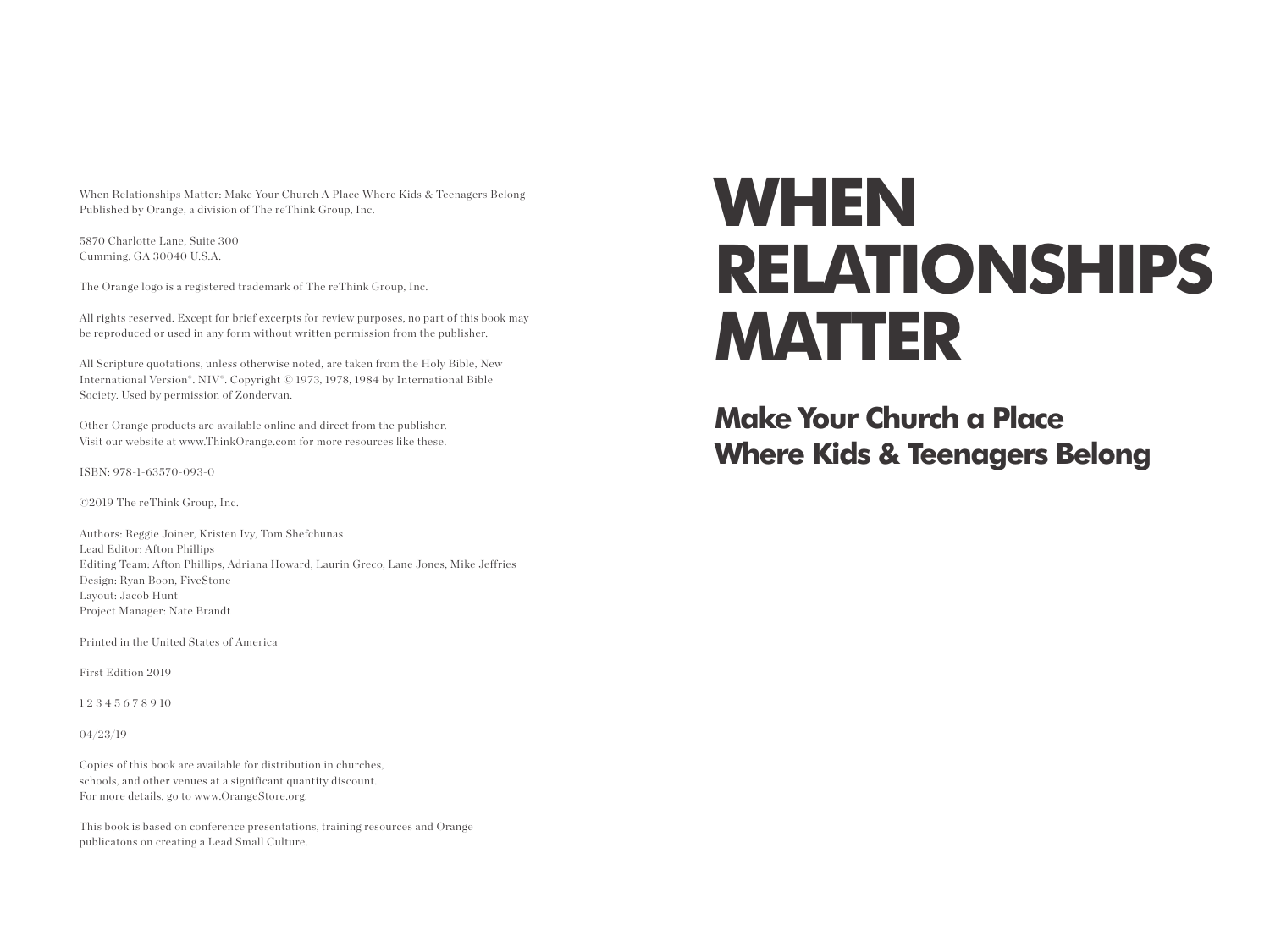When Relationships Matter: Make Your Church A Place Where Kids & Teenagers Belong
Published by Orange, a division of The reThink Group, Inc.

5870 Charlotte Lane, Suite 300
Cumming, GA 30040 U.S.A.

The Orange logo is a registered trademark of The reThink Group, Inc.

All rights reserved. Except for brief excerpts for review purposes, no part of this book may be reproduced or used in any form without written permission from the publisher.

All Scripture quotations, unless otherwise noted, are taken from the Holy Bible, New International Version®. NIV®. Copyright © 1973, 1978, 1984 by International Bible Society. Used by permission of Zondervan.

Other Orange products are available online and direct from the publisher. Visit our website at www.ThinkOrange.com for more resources like these.

ISBN: 978-1-63570-093-0

©2019 The reThink Group, Inc.

Authors: Reggie Joiner, Kristen Ivy, Tom Shefchunas
Lead Editor: Afton Phillips
Editing Team: Afton Phillips, Adriana Howard, Laurin Greco, Lane Jones, Mike Jeffries
Design: Ryan Boon, FiveStone
Layout: Jacob Hunt
Project Manager: Nate Brandt

Printed in the United States of America

First Edition 2019

1 2 3 4 5 6 7 8 9 10

04/23/19

Copies of this book are available for distribution in churches, schools, and other venues at a significant quantity discount. For more details, go to www.OrangeStore.org.

This book is based on conference presentations, training resources and Orange publicatons on creating a Lead Small Culture.

# WHEN RELATIONSHIPS MATTER

## Make Your Church a Place Where Kids & Teenagers Belong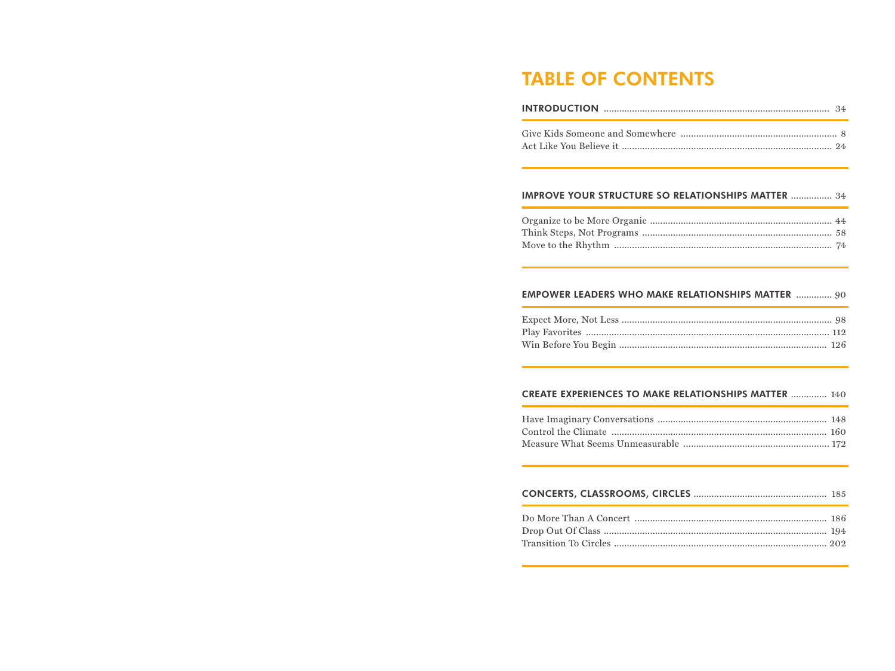# TABLE OF CONTENTS

## INTRODUCTION ........ 34

Give Kids Someone and Somewhere ........ 8
Act Like You Believe it ........ 24

## IMPROVE YOUR STRUCTURE SO RELATIONSHIPS MATTER ........ 34

Organize to be More Organic ........ 44
Think Steps, Not Programs ........ 58
Move to the Rhythm ........ 74

## EMPOWER LEADERS WHO MAKE RELATIONSHIPS MATTER ........ 90

Expect More, Not Less ........ 98
Play Favorites ........ 112
Win Before You Begin ........ 126

## CREATE EXPERIENCES TO MAKE RELATIONSHIPS MATTER ........ 140

Have Imaginary Conversations ........ 148
Control the Climate ........ 160
Measure What Seems Unmeasurable ........ 172

## CONCERTS, CLASSROOMS, CIRCLES ........ 185

Do More Than A Concert ........ 186
Drop Out Of Class ........ 194
Transition To Circles ........ 202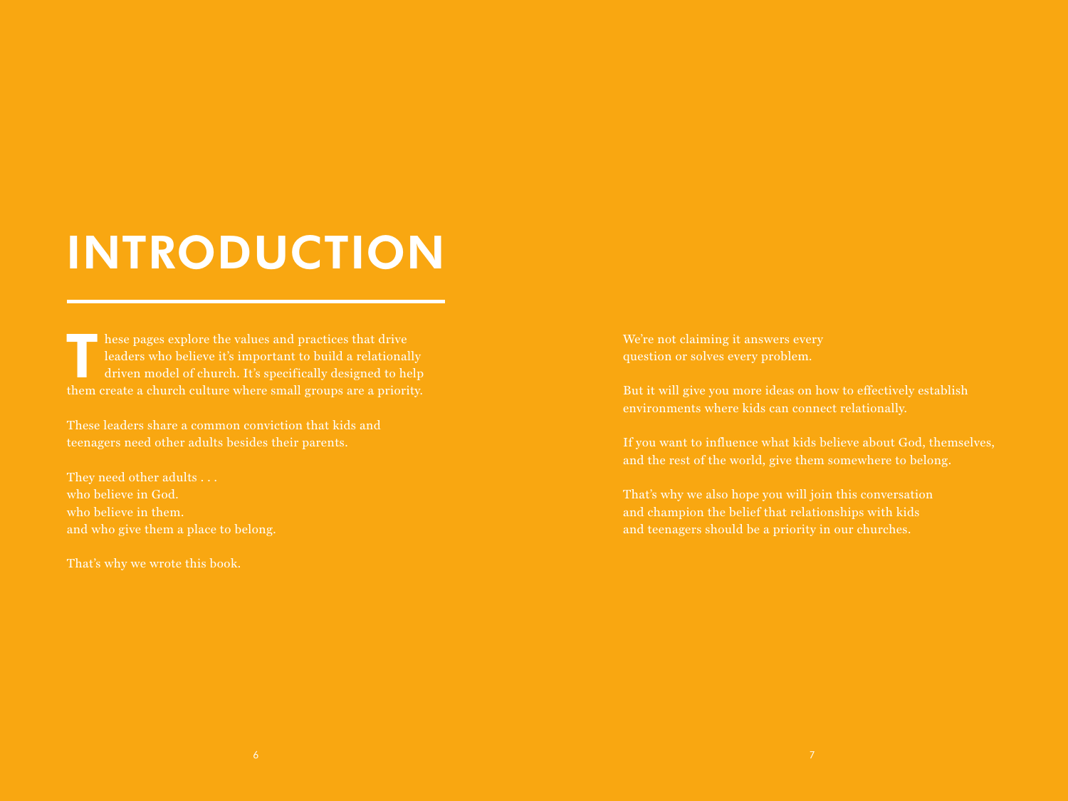# INTRODUCTION

These pages explore the values and practices that drive leaders who believe it's important to build a relationally driven model of church. It's specifically designed to help them create a church culture where small groups are a priority.

These leaders share a common conviction that kids and teenagers need other adults besides their parents.

They need other adults . . .
who believe in God.
who believe in them.
and who give them a place to belong.

That's why we wrote this book.

We're not claiming it answers every question or solves every problem.

But it will give you more ideas on how to effectively establish environments where kids can connect relationally.

If you want to influence what kids believe about God, themselves, and the rest of the world, give them somewhere to belong.

That's why we also hope you will join this conversation and champion the belief that relationships with kids and teenagers should be a priority in our churches.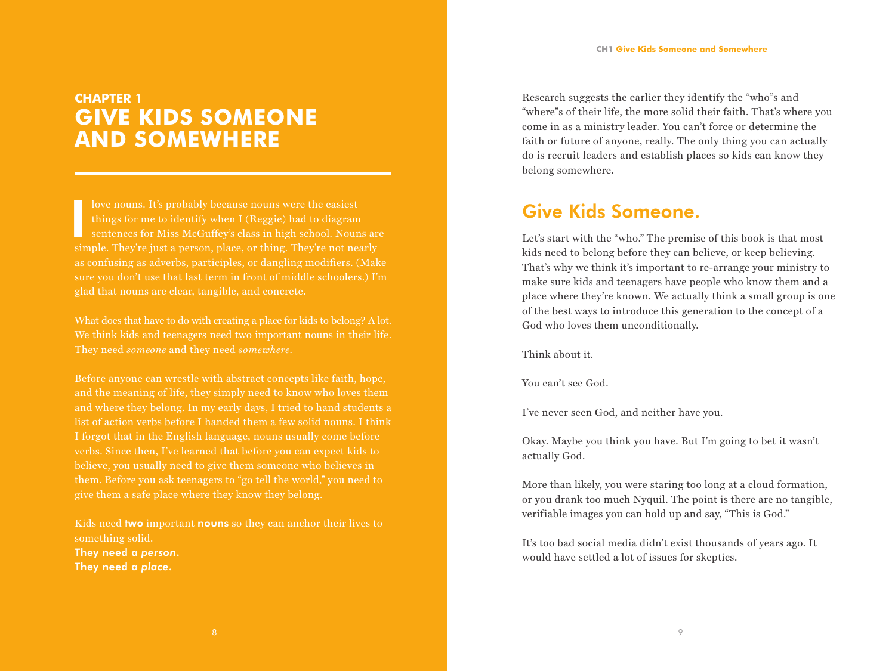## CHAPTER 1
# GIVE KIDS SOMEONE AND SOMEWHERE

I love nouns. It's probably because nouns were the easiest things for me to identify when I (Reggie) had to diagram sentences for Miss McGuffey's class in high school. Nouns are simple. They're just a person, place, or thing. They're not nearly as confusing as adverbs, participles, or dangling modifiers. (Make sure you don't use that last term in front of middle schoolers.) I'm glad that nouns are clear, tangible, and concrete.

What does that have to do with creating a place for kids to belong? A lot. We think kids and teenagers need two important nouns in their life. They need *someone* and they need *somewhere*.

Before anyone can wrestle with abstract concepts like faith, hope, and the meaning of life, they simply need to know who loves them and where they belong. In my early days, I tried to hand students a list of action verbs before I handed them a few solid nouns. I think I forgot that in the English language, nouns usually come before verbs. Since then, I've learned that before you can expect kids to believe, you usually need to give them someone who believes in them. Before you ask teenagers to "go tell the world," you need to give them a safe place where they know they belong.

Kids need **two** important **nouns** so they can anchor their lives to something solid.
**They need a *person*.**
**They need a *place*.**

Research suggests the earlier they identify the "who"s and "where"s of their life, the more solid their faith. That's where you come in as a ministry leader. You can't force or determine the faith or future of anyone, really. The only thing you can actually do is recruit leaders and establish places so kids can know they belong somewhere.

## Give Kids Someone.

Let's start with the "who." The premise of this book is that most kids need to belong before they can believe, or keep believing. That's why we think it's important to re-arrange your ministry to make sure kids and teenagers have people who know them and a place where they're known. We actually think a small group is one of the best ways to introduce this generation to the concept of a God who loves them unconditionally.

Think about it.

You can't see God.

I've never seen God, and neither have you.

Okay. Maybe you think you have. But I'm going to bet it wasn't actually God.

More than likely, you were staring too long at a cloud formation, or you drank too much Nyquil. The point is there are no tangible, verifiable images you can hold up and say, "This is God."

It's too bad social media didn't exist thousands of years ago. It would have settled a lot of issues for skeptics.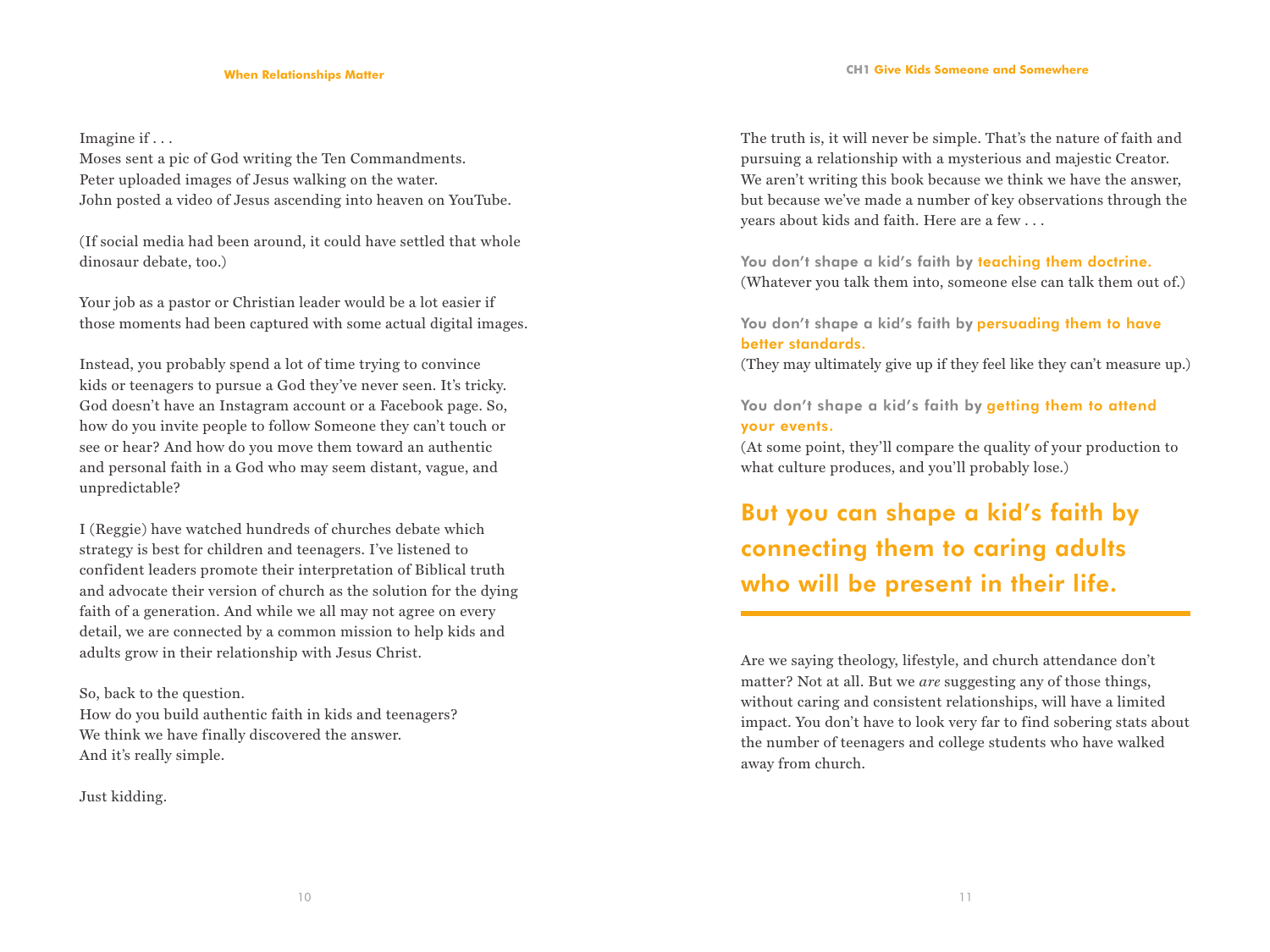Imagine if . . .
Moses sent a pic of God writing the Ten Commandments.
Peter uploaded images of Jesus walking on the water.
John posted a video of Jesus ascending into heaven on YouTube.

(If social media had been around, it could have settled that whole dinosaur debate, too.)

Your job as a pastor or Christian leader would be a lot easier if those moments had been captured with some actual digital images.

Instead, you probably spend a lot of time trying to convince kids or teenagers to pursue a God they've never seen. It's tricky. God doesn't have an Instagram account or a Facebook page. So, how do you invite people to follow Someone they can't touch or see or hear? And how do you move them toward an authentic and personal faith in a God who may seem distant, vague, and unpredictable?

I (Reggie) have watched hundreds of churches debate which strategy is best for children and teenagers. I've listened to confident leaders promote their interpretation of Biblical truth and advocate their version of church as the solution for the dying faith of a generation. And while we all may not agree on every detail, we are connected by a common mission to help kids and adults grow in their relationship with Jesus Christ.

So, back to the question.
How do you build authentic faith in kids and teenagers?
We think we have finally discovered the answer.
And it's really simple.

Just kidding.

The truth is, it will never be simple. That's the nature of faith and pursuing a relationship with a mysterious and majestic Creator. We aren't writing this book because we think we have the answer, but because we've made a number of key observations through the years about kids and faith. Here are a few . . .

**You don't shape a kid's faith by teaching them doctrine.**
(Whatever you talk them into, someone else can talk them out of.)

**You don't shape a kid's faith by persuading them to have better standards.**
(They may ultimately give up if they feel like they can't measure up.)

**You don't shape a kid's faith by getting them to attend your events.**
(At some point, they'll compare the quality of your production to what culture produces, and you'll probably lose.)

## But you can shape a kid's faith by connecting them to caring adults who will be present in their life.

Are we saying theology, lifestyle, and church attendance don't matter? Not at all. But we *are* suggesting any of those things, without caring and consistent relationships, will have a limited impact. You don't have to look very far to find sobering stats about the number of teenagers and college students who have walked away from church.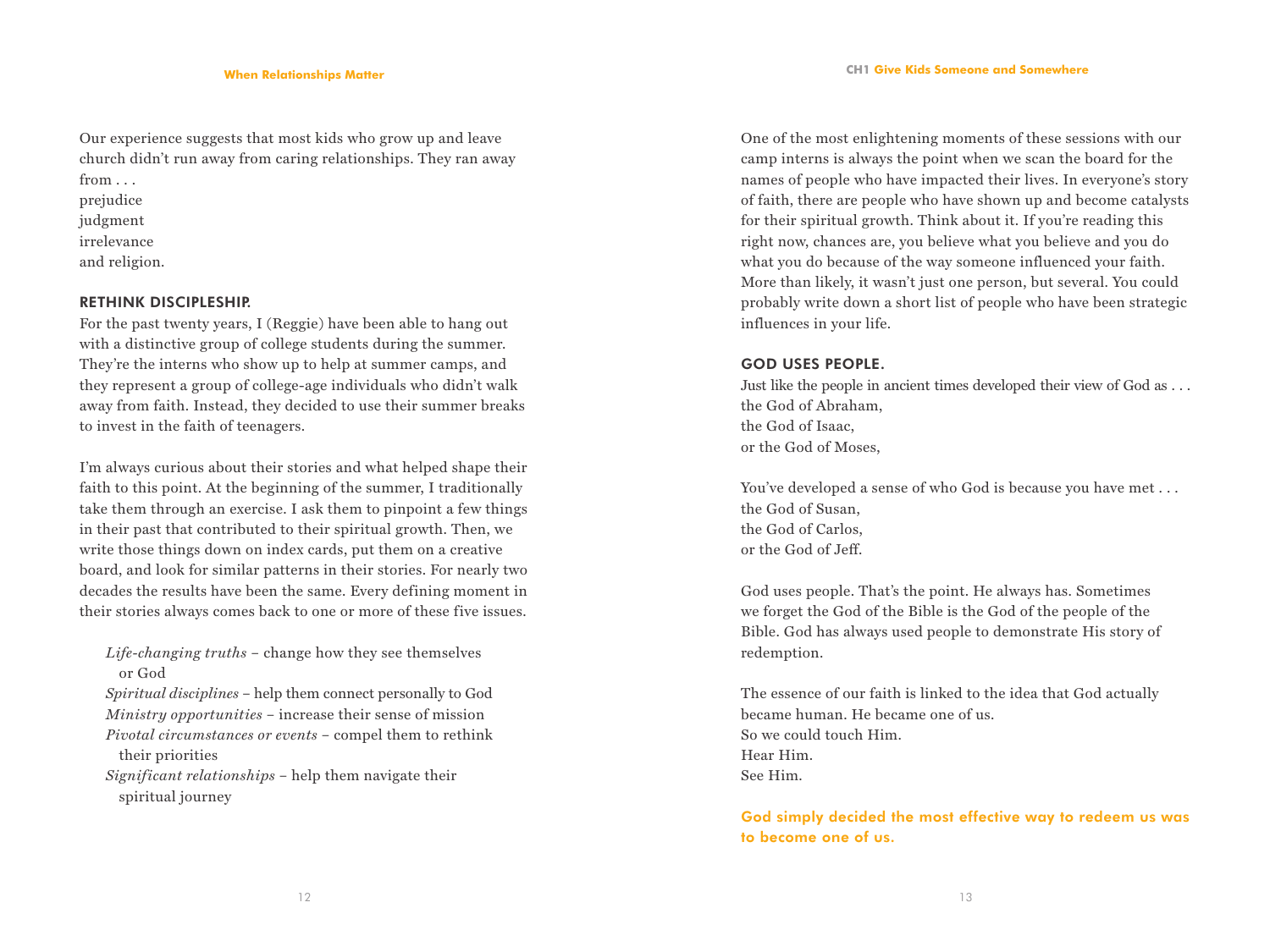Our experience suggests that most kids who grow up and leave church didn't run away from caring relationships. They ran away from . . .
prejudice
judgment
irrelevance
and religion.

### RETHINK DISCIPLESHIP.

For the past twenty years, I (Reggie) have been able to hang out with a distinctive group of college students during the summer. They're the interns who show up to help at summer camps, and they represent a group of college-age individuals who didn't walk away from faith. Instead, they decided to use their summer breaks to invest in the faith of teenagers.

I'm always curious about their stories and what helped shape their faith to this point. At the beginning of the summer, I traditionally take them through an exercise. I ask them to pinpoint a few things in their past that contributed to their spiritual growth. Then, we write those things down on index cards, put them on a creative board, and look for similar patterns in their stories. For nearly two decades the results have been the same. Every defining moment in their stories always comes back to one or more of these five issues.

*Life-changing truths* – change how they see themselves or God
*Spiritual disciplines* – help them connect personally to God
*Ministry opportunities* – increase their sense of mission
*Pivotal circumstances or events* – compel them to rethink their priorities
*Significant relationships* – help them navigate their spiritual journey

One of the most enlightening moments of these sessions with our camp interns is always the point when we scan the board for the names of people who have impacted their lives. In everyone's story of faith, there are people who have shown up and become catalysts for their spiritual growth. Think about it. If you're reading this right now, chances are, you believe what you believe and you do what you do because of the way someone influenced your faith. More than likely, it wasn't just one person, but several. You could probably write down a short list of people who have been strategic influences in your life.

### GOD USES PEOPLE.

Just like the people in ancient times developed their view of God as . . .
the God of Abraham,
the God of Isaac,
or the God of Moses,

You've developed a sense of who God is because you have met . . .
the God of Susan,
the God of Carlos,
or the God of Jeff.

God uses people. That's the point. He always has. Sometimes we forget the God of the Bible is the God of the people of the Bible. God has always used people to demonstrate His story of redemption.

The essence of our faith is linked to the idea that God actually became human. He became one of us.
So we could touch Him.
Hear Him.
See Him.

**God simply decided the most effective way to redeem us was to become one of us.**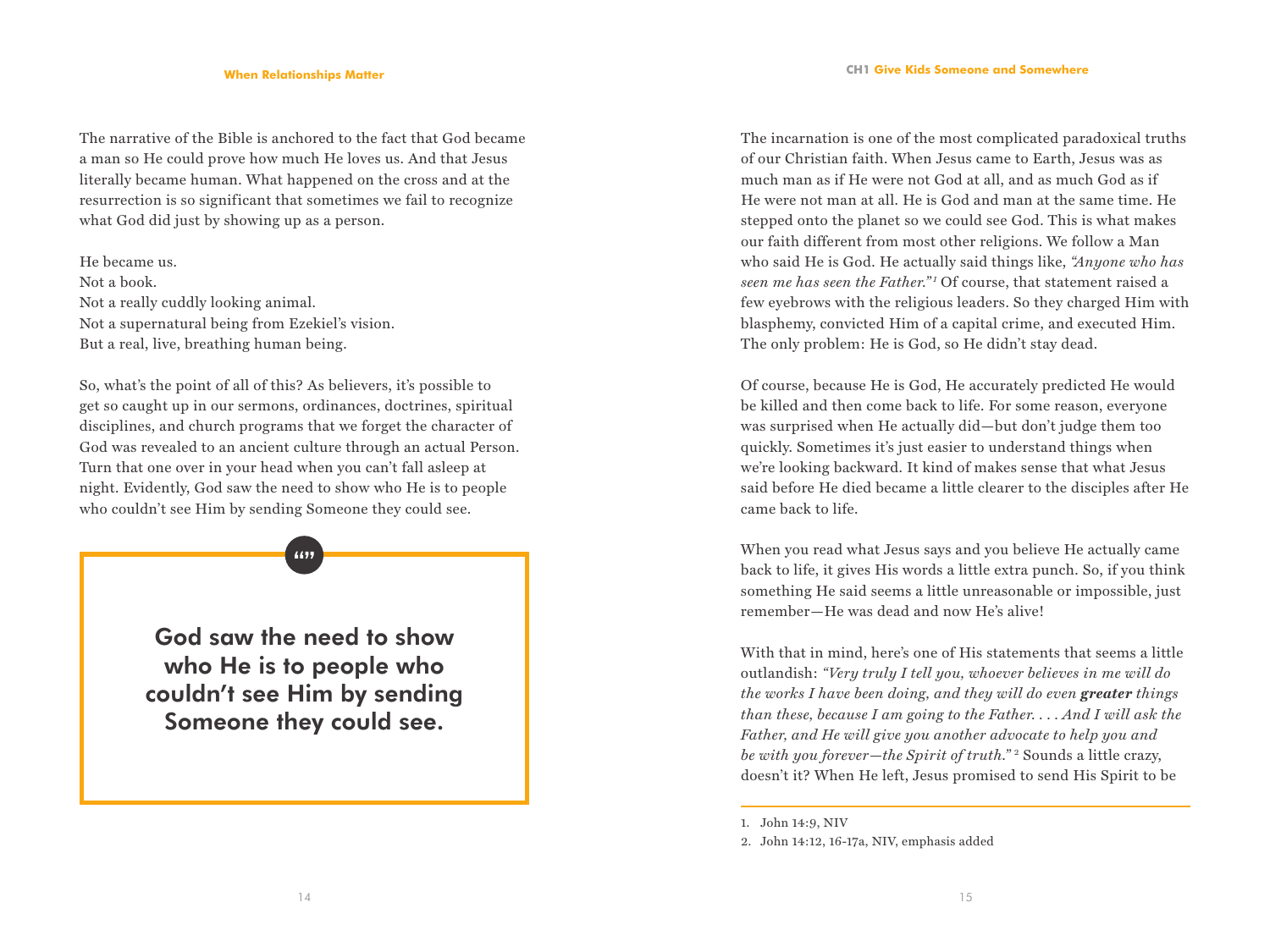The narrative of the Bible is anchored to the fact that God became a man so He could prove how much He loves us. And that Jesus literally became human. What happened on the cross and at the resurrection is so significant that sometimes we fail to recognize what God did just by showing up as a person.

He became us.  
Not a book.  
Not a really cuddly looking animal.  
Not a supernatural being from Ezekiel's vision.  
But a real, live, breathing human being.

So, what's the point of all of this? As believers, it's possible to get so caught up in our sermons, ordinances, doctrines, spiritual disciplines, and church programs that we forget the character of God was revealed to an ancient culture through an actual Person. Turn that one over in your head when you can't fall asleep at night. Evidently, God saw the need to show who He is to people who couldn't see Him by sending Someone they could see.

> **God saw the need to show who He is to people who couldn't see Him by sending Someone they could see.**

The incarnation is one of the most complicated paradoxical truths of our Christian faith. When Jesus came to Earth, Jesus was as much man as if He were not God at all, and as much God as if He were not man at all. He is God and man at the same time. He stepped onto the planet so we could see God. This is what makes our faith different from most other religions. We follow a Man who said He is God. He actually said things like, *"Anyone who has seen me has seen the Father."*[1] Of course, that statement raised a few eyebrows with the religious leaders. So they charged Him with blasphemy, convicted Him of a capital crime, and executed Him. The only problem: He is God, so He didn't stay dead.

Of course, because He is God, He accurately predicted He would be killed and then come back to life. For some reason, everyone was surprised when He actually did—but don't judge them too quickly. Sometimes it's just easier to understand things when we're looking backward. It kind of makes sense that what Jesus said before He died became a little clearer to the disciples after He came back to life.

When you read what Jesus says and you believe He actually came back to life, it gives His words a little extra punch. So, if you think something He said seems a little unreasonable or impossible, just remember—He was dead and now He's alive!

With that in mind, here's one of His statements that seems a little outlandish: *"Very truly I tell you, whoever believes in me will do the works I have been doing, and they will do even* ***greater*** *things than these, because I am going to the Father. . . . And I will ask the Father, and He will give you another advocate to help you and be with you forever—the Spirit of truth."*[2] Sounds a little crazy, doesn't it? When He left, Jesus promised to send His Spirit to be

1. John 14:9, NIV
2. John 14:12, 16-17a, NIV, emphasis added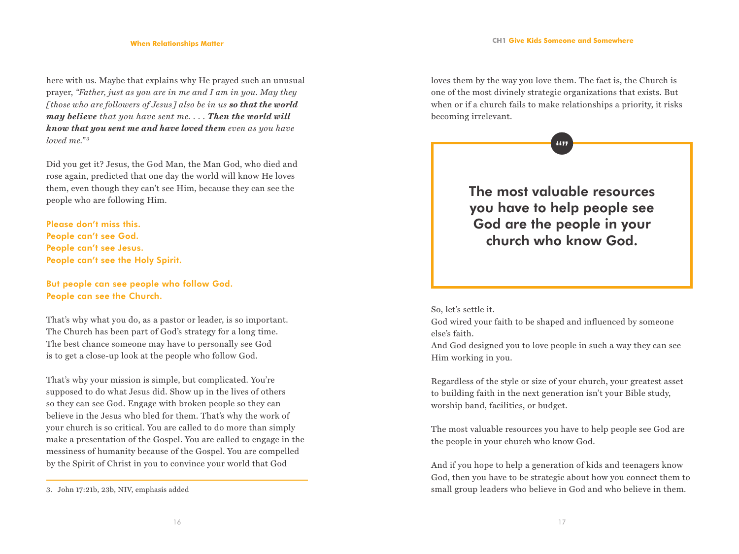here with us. Maybe that explains why He prayed such an unusual prayer, *"Father, just as you are in me and I am in you. May they [those who are followers of Jesus] also be in us* ***so that the world may believe*** *that you have sent me. . . .* ***Then the world will know that you sent me and have loved them*** *even as you have loved me."*[3]

Did you get it? Jesus, the God Man, the Man God, who died and rose again, predicted that one day the world will know He loves them, even though they can't see Him, because they can see the people who are following Him.

**Please don't miss this.**
**People can't see God.**
**People can't see Jesus.**
**People can't see the Holy Spirit.**

**But people can see people who follow God.**
**People can see the Church.**

That's why what you do, as a pastor or leader, is so important. The Church has been part of God's strategy for a long time. The best chance someone may have to personally see God is to get a close-up look at the people who follow God.

That's why your mission is simple, but complicated. You're supposed to do what Jesus did. Show up in the lives of others so they can see God. Engage with broken people so they can believe in the Jesus who bled for them. That's why the work of your church is so critical. You are called to do more than simply make a presentation of the Gospel. You are called to engage in the messiness of humanity because of the Gospel. You are compelled by the Spirit of Christ in you to convince your world that God loves them by the way you love them. The fact is, the Church is one of the most divinely strategic organizations that exists. But when or if a church fails to make relationships a priority, it risks becoming irrelevant.

> **The most valuable resources you have to help people see God are the people in your church who know God.**

So, let's settle it.
God wired your faith to be shaped and influenced by someone else's faith.
And God designed you to love people in such a way they can see Him working in you.

Regardless of the style or size of your church, your greatest asset to building faith in the next generation isn't your Bible study, worship band, facilities, or budget.

The most valuable resources you have to help people see God are the people in your church who know God.

And if you hope to help a generation of kids and teenagers know God, then you have to be strategic about how you connect them to small group leaders who believe in God and who believe in them.

3. John 17:21b, 23b, NIV, emphasis added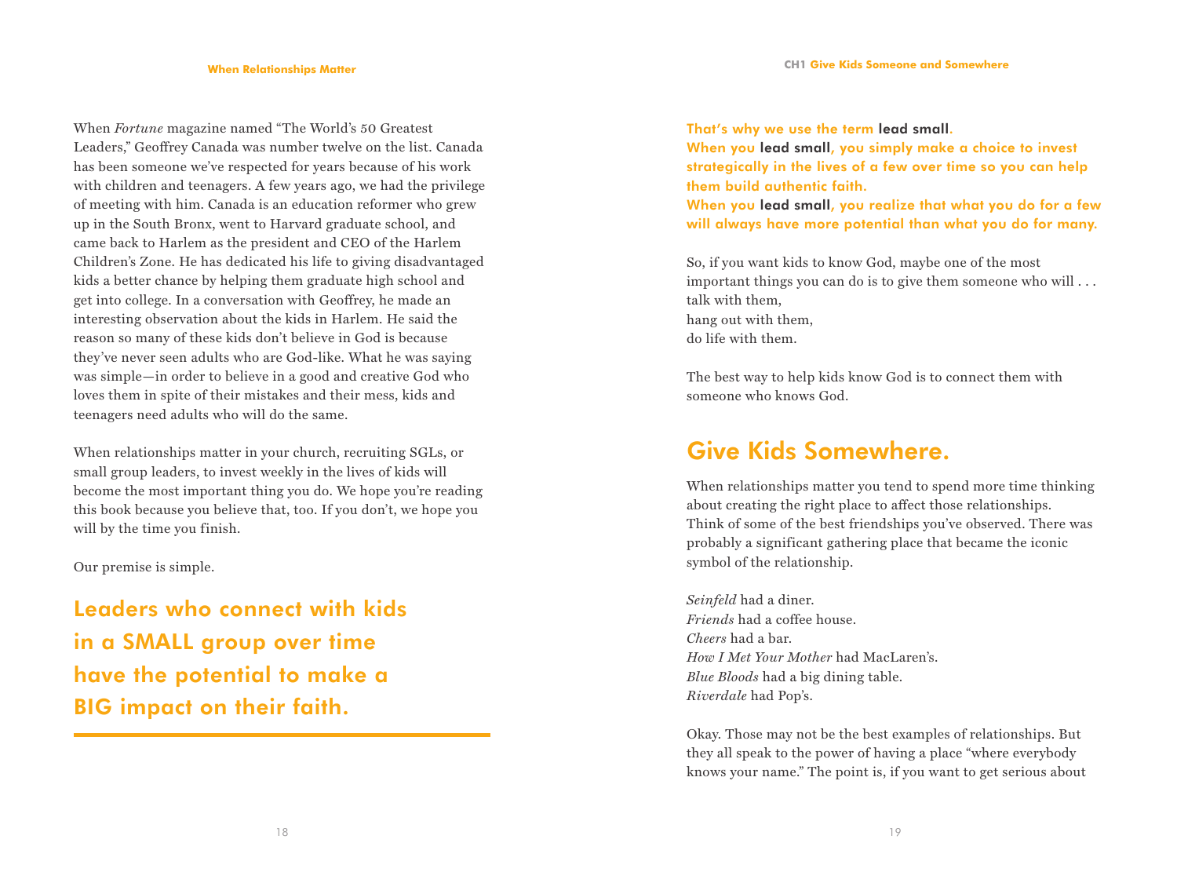When *Fortune* magazine named "The World's 50 Greatest Leaders," Geoffrey Canada was number twelve on the list. Canada has been someone we've respected for years because of his work with children and teenagers. A few years ago, we had the privilege of meeting with him. Canada is an education reformer who grew up in the South Bronx, went to Harvard graduate school, and came back to Harlem as the president and CEO of the Harlem Children's Zone. He has dedicated his life to giving disadvantaged kids a better chance by helping them graduate high school and get into college. In a conversation with Geoffrey, he made an interesting observation about the kids in Harlem. He said the reason so many of these kids don't believe in God is because they've never seen adults who are God-like. What he was saying was simple—in order to believe in a good and creative God who loves them in spite of their mistakes and their mess, kids and teenagers need adults who will do the same.

When relationships matter in your church, recruiting SGLs, or small group leaders, to invest weekly in the lives of kids will become the most important thing you do. We hope you're reading this book because you believe that, too. If you don't, we hope you will by the time you finish.

Our premise is simple.

**Leaders who connect with kids in a SMALL group over time have the potential to make a BIG impact on their faith.**

**That's why we use the term lead small.**
**When you lead small, you simply make a choice to invest strategically in the lives of a few over time so you can help them build authentic faith.**
**When you lead small, you realize that what you do for a few will always have more potential than what you do for many.**

So, if you want kids to know God, maybe one of the most important things you can do is to give them someone who will . . .
talk with them,
hang out with them,
do life with them.

The best way to help kids know God is to connect them with someone who knows God.

## Give Kids Somewhere.

When relationships matter you tend to spend more time thinking about creating the right place to affect those relationships. Think of some of the best friendships you've observed. There was probably a significant gathering place that became the iconic symbol of the relationship.

*Seinfeld* had a diner.
*Friends* had a coffee house.
*Cheers* had a bar.
*How I Met Your Mother* had MacLaren's.
*Blue Bloods* had a big dining table.
*Riverdale* had Pop's.

Okay. Those may not be the best examples of relationships. But they all speak to the power of having a place "where everybody knows your name." The point is, if you want to get serious about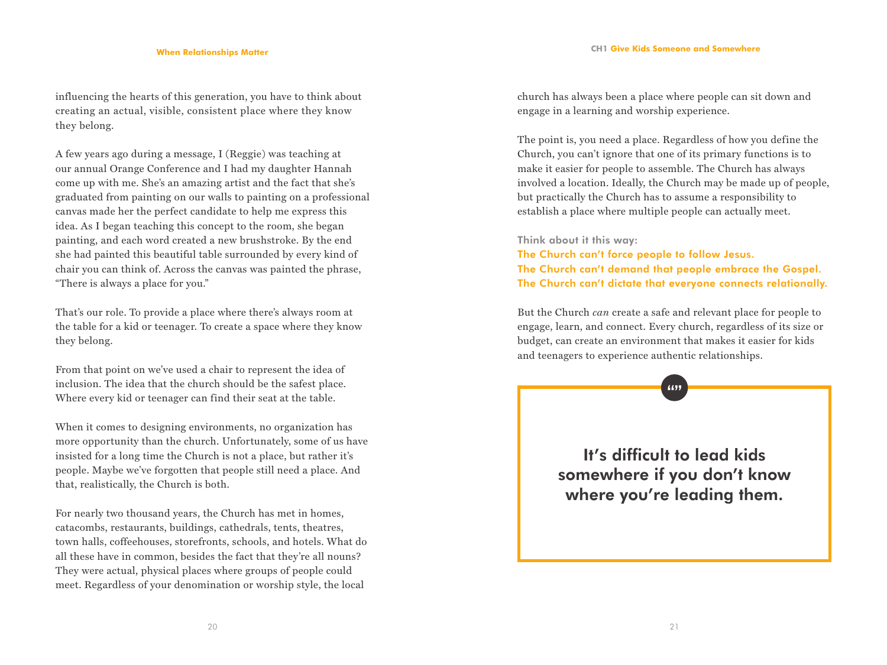influencing the hearts of this generation, you have to think about creating an actual, visible, consistent place where they know they belong.

A few years ago during a message, I (Reggie) was teaching at our annual Orange Conference and I had my daughter Hannah come up with me. She's an amazing artist and the fact that she's graduated from painting on our walls to painting on a professional canvas made her the perfect candidate to help me express this idea. As I began teaching this concept to the room, she began painting, and each word created a new brushstroke. By the end she had painted this beautiful table surrounded by every kind of chair you can think of. Across the canvas was painted the phrase, "There is always a place for you."

That's our role. To provide a place where there's always room at the table for a kid or teenager. To create a space where they know they belong.

From that point on we've used a chair to represent the idea of inclusion. The idea that the church should be the safest place. Where every kid or teenager can find their seat at the table.

When it comes to designing environments, no organization has more opportunity than the church. Unfortunately, some of us have insisted for a long time the Church is not a place, but rather it's people. Maybe we've forgotten that people still need a place. And that, realistically, the Church is both.

For nearly two thousand years, the Church has met in homes, catacombs, restaurants, buildings, cathedrals, tents, theatres, town halls, coffeehouses, storefronts, schools, and hotels. What do all these have in common, besides the fact that they're all nouns? They were actual, physical places where groups of people could meet. Regardless of your denomination or worship style, the local church has always been a place where people can sit down and engage in a learning and worship experience.

The point is, you need a place. Regardless of how you define the Church, you can't ignore that one of its primary functions is to make it easier for people to assemble. The Church has always involved a location. Ideally, the Church may be made up of people, but practically the Church has to assume a responsibility to establish a place where multiple people can actually meet.

**Think about it this way:**
**The Church can't force people to follow Jesus.**
**The Church can't demand that people embrace the Gospel.**
**The Church can't dictate that everyone connects relationally.**

But the Church *can* create a safe and relevant place for people to engage, learn, and connect. Every church, regardless of its size or budget, can create an environment that makes it easier for kids and teenagers to experience authentic relationships.

> **It's difficult to lead kids somewhere if you don't know where you're leading them.**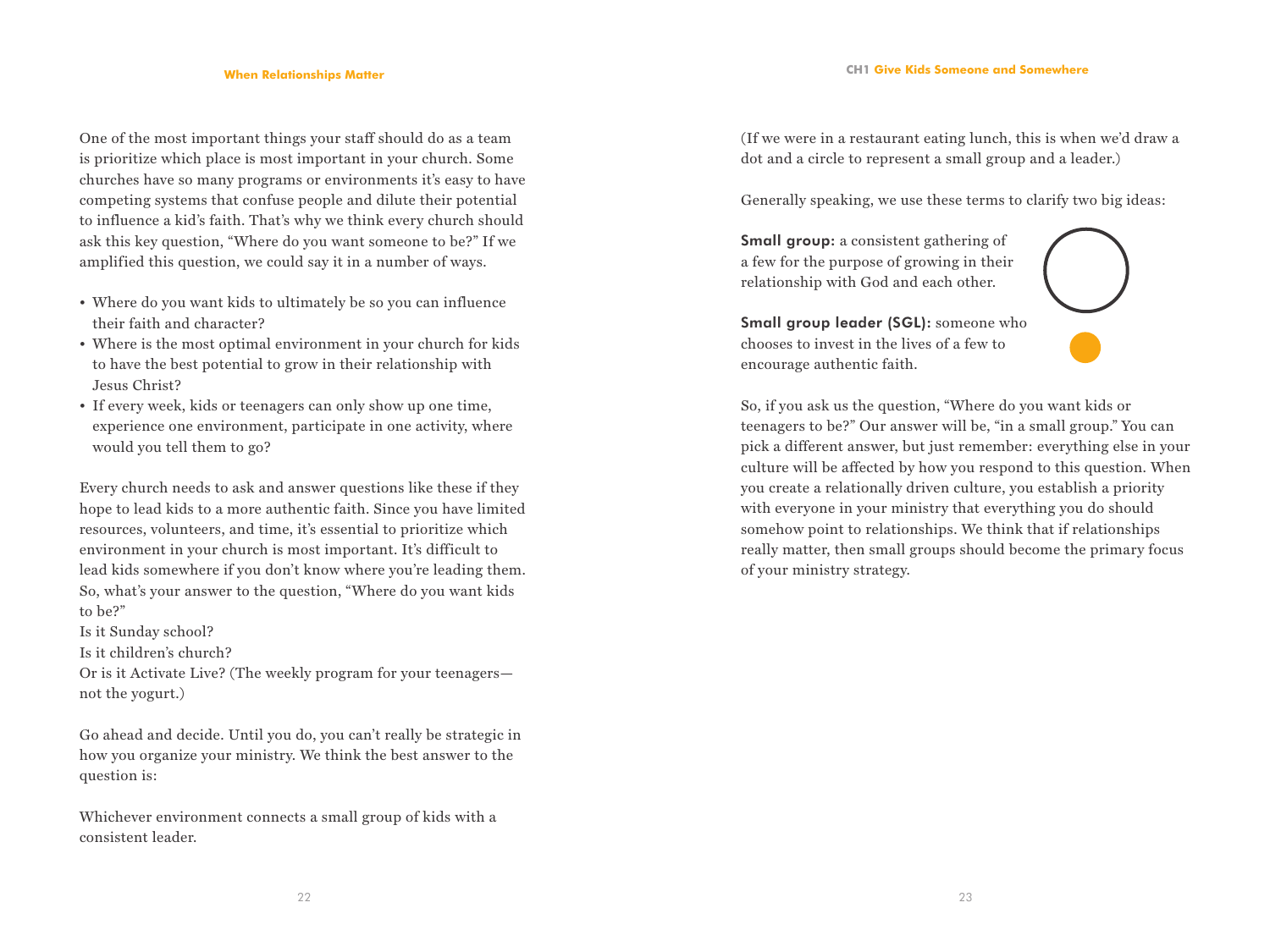One of the most important things your staff should do as a team is prioritize which place is most important in your church. Some churches have so many programs or environments it's easy to have competing systems that confuse people and dilute their potential to influence a kid's faith. That's why we think every church should ask this key question, "Where do you want someone to be?" If we amplified this question, we could say it in a number of ways.

- Where do you want kids to ultimately be so you can influence their faith and character?
- Where is the most optimal environment in your church for kids to have the best potential to grow in their relationship with Jesus Christ?
- If every week, kids or teenagers can only show up one time, experience one environment, participate in one activity, where would you tell them to go?

Every church needs to ask and answer questions like these if they hope to lead kids to a more authentic faith. Since you have limited resources, volunteers, and time, it's essential to prioritize which environment in your church is most important. It's difficult to lead kids somewhere if you don't know where you're leading them. So, what's your answer to the question, "Where do you want kids to be?"

Is it Sunday school?

Is it children's church?

Or is it Activate Live? (The weekly program for your teenagers—not the yogurt.)

Go ahead and decide. Until you do, you can't really be strategic in how you organize your ministry. We think the best answer to the question is:

Whichever environment connects a small group of kids with a consistent leader.

(If we were in a restaurant eating lunch, this is when we'd draw a dot and a circle to represent a small group and a leader.)

Generally speaking, we use these terms to clarify two big ideas:

**Small group:** a consistent gathering of a few for the purpose of growing in their relationship with God and each other.

**Small group leader (SGL):** someone who chooses to invest in the lives of a few to encourage authentic faith.

So, if you ask us the question, "Where do you want kids or teenagers to be?" Our answer will be, "in a small group." You can pick a different answer, but just remember: everything else in your culture will be affected by how you respond to this question. When you create a relationally driven culture, you establish a priority with everyone in your ministry that everything you do should somehow point to relationships. We think that if relationships really matter, then small groups should become the primary focus of your ministry strategy.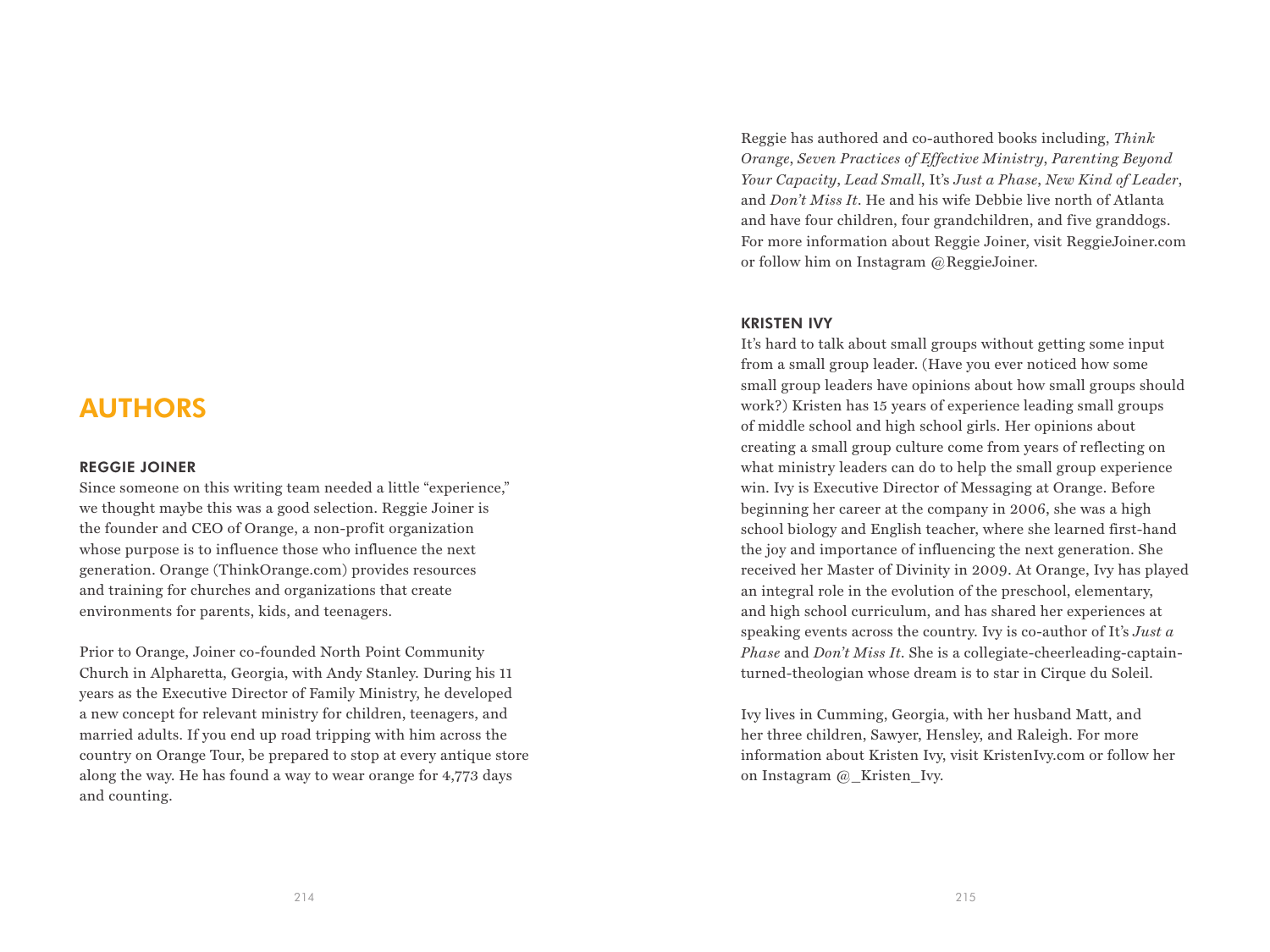# AUTHORS

## REGGIE JOINER

Since someone on this writing team needed a little "experience," we thought maybe this was a good selection. Reggie Joiner is the founder and CEO of Orange, a non-profit organization whose purpose is to influence those who influence the next generation. Orange (ThinkOrange.com) provides resources and training for churches and organizations that create environments for parents, kids, and teenagers.

Prior to Orange, Joiner co-founded North Point Community Church in Alpharetta, Georgia, with Andy Stanley. During his 11 years as the Executive Director of Family Ministry, he developed a new concept for relevant ministry for children, teenagers, and married adults. If you end up road tripping with him across the country on Orange Tour, be prepared to stop at every antique store along the way. He has found a way to wear orange for 4,773 days and counting.

Reggie has authored and co-authored books including, *Think Orange*, *Seven Practices of Effective Ministry*, *Parenting Beyond Your Capacity*, *Lead Small*, It's *Just a Phase*, *New Kind of Leader*, and *Don't Miss It*. He and his wife Debbie live north of Atlanta and have four children, four grandchildren, and five granddogs. For more information about Reggie Joiner, visit ReggieJoiner.com or follow him on Instagram @ReggieJoiner.

## KRISTEN IVY

It's hard to talk about small groups without getting some input from a small group leader. (Have you ever noticed how some small group leaders have opinions about how small groups should work?) Kristen has 15 years of experience leading small groups of middle school and high school girls. Her opinions about creating a small group culture come from years of reflecting on what ministry leaders can do to help the small group experience win. Ivy is Executive Director of Messaging at Orange. Before beginning her career at the company in 2006, she was a high school biology and English teacher, where she learned first-hand the joy and importance of influencing the next generation. She received her Master of Divinity in 2009. At Orange, Ivy has played an integral role in the evolution of the preschool, elementary, and high school curriculum, and has shared her experiences at speaking events across the country. Ivy is co-author of It's *Just a Phase* and *Don't Miss It*. She is a collegiate-cheerleading-captain-turned-theologian whose dream is to star in Cirque du Soleil.

Ivy lives in Cumming, Georgia, with her husband Matt, and her three children, Sawyer, Hensley, and Raleigh. For more information about Kristen Ivy, visit KristenIvy.com or follow her on Instagram @_Kristen_Ivy.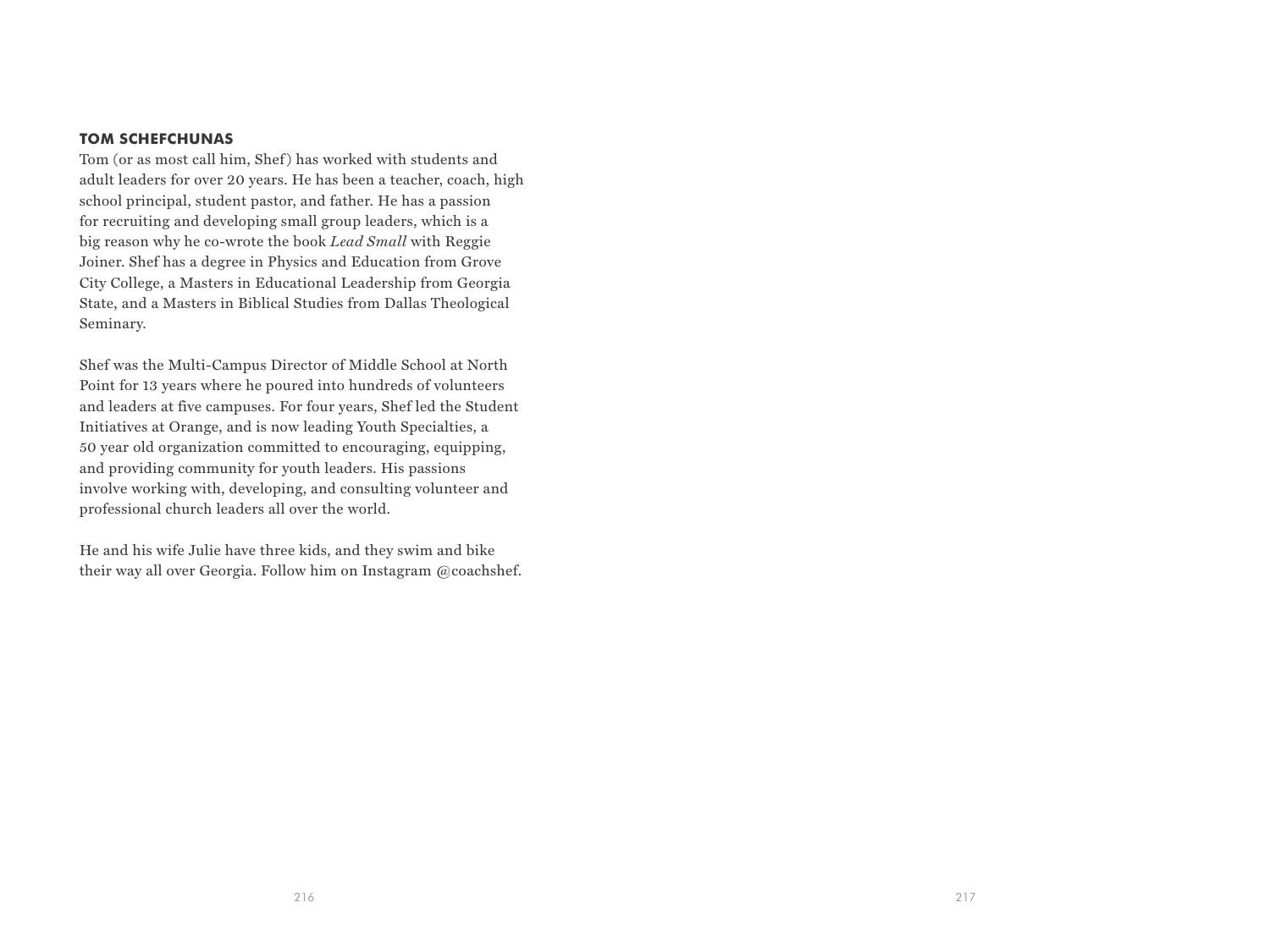**TOM SCHEFCHUNAS**

Tom (or as most call him, Shef) has worked with students and adult leaders for over 20 years. He has been a teacher, coach, high school principal, student pastor, and father. He has a passion for recruiting and developing small group leaders, which is a big reason why he co-wrote the book *Lead Small* with Reggie Joiner. Shef has a degree in Physics and Education from Grove City College, a Masters in Educational Leadership from Georgia State, and a Masters in Biblical Studies from Dallas Theological Seminary.

Shef was the Multi-Campus Director of Middle School at North Point for 13 years where he poured into hundreds of volunteers and leaders at five campuses. For four years, Shef led the Student Initiatives at Orange, and is now leading Youth Specialties, a 50 year old organization committed to encouraging, equipping, and providing community for youth leaders. His passions involve working with, developing, and consulting volunteer and professional church leaders all over the world.

He and his wife Julie have three kids, and they swim and bike their way all over Georgia. Follow him on Instagram @coachshef.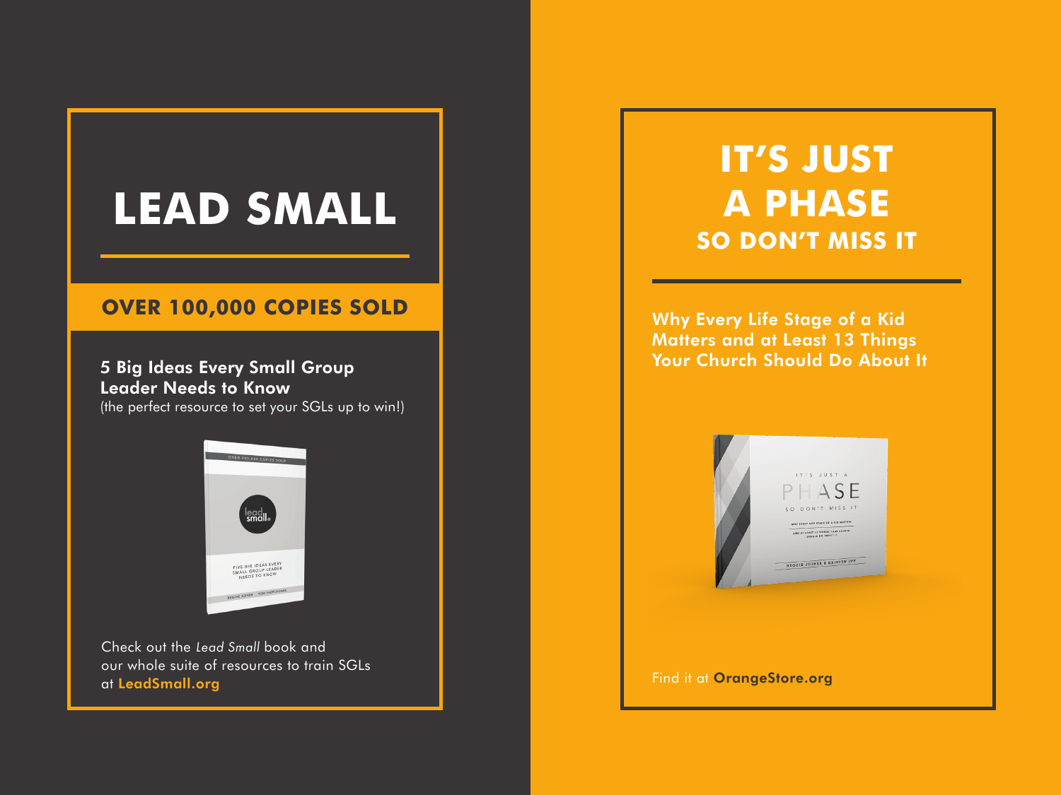# LEAD SMALL

**OVER 100,000 COPIES SOLD**

**5 Big Ideas Every Small Group Leader Needs to Know**
(the perfect resource to set your SGLs up to win!)

Check out the *Lead Small* book and our whole suite of resources to train SGLs at **LeadSmall.org**

# IT'S JUST A PHASE
## SO DON'T MISS IT

**Why Every Life Stage of a Kid Matters and at Least 13 Things Your Church Should Do About It**

Find it at **OrangeStore.org**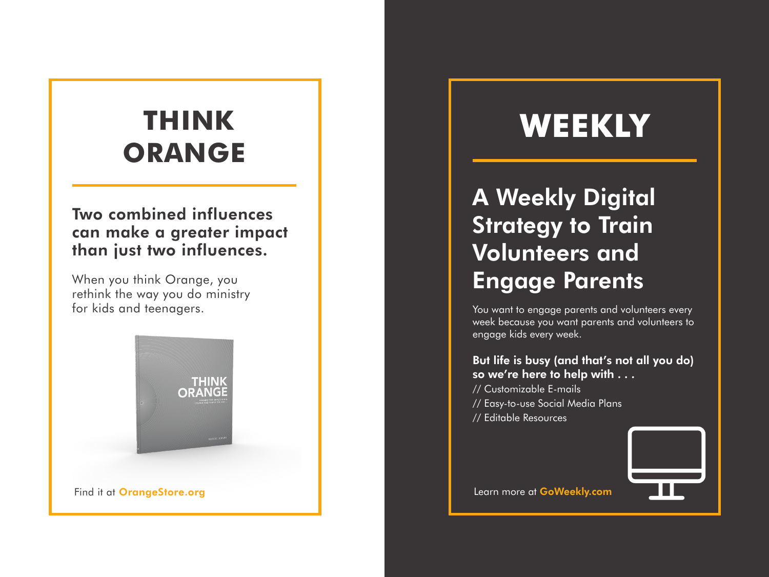# THINK ORANGE

**Two combined influences can make a greater impact than just two influences.**

When you think Orange, you rethink the way you do ministry for kids and teenagers.

Find it at **OrangeStore.org**

# WEEKLY

## A Weekly Digital Strategy to Train Volunteers and Engage Parents

You want to engage parents and volunteers every week because you want parents and volunteers to engage kids every week.

**But life is busy (and that's not all you do) so we're here to help with . . .**

// Customizable E-mails
// Easy-to-use Social Media Plans
// Editable Resources

Learn more at **GoWeekly.com**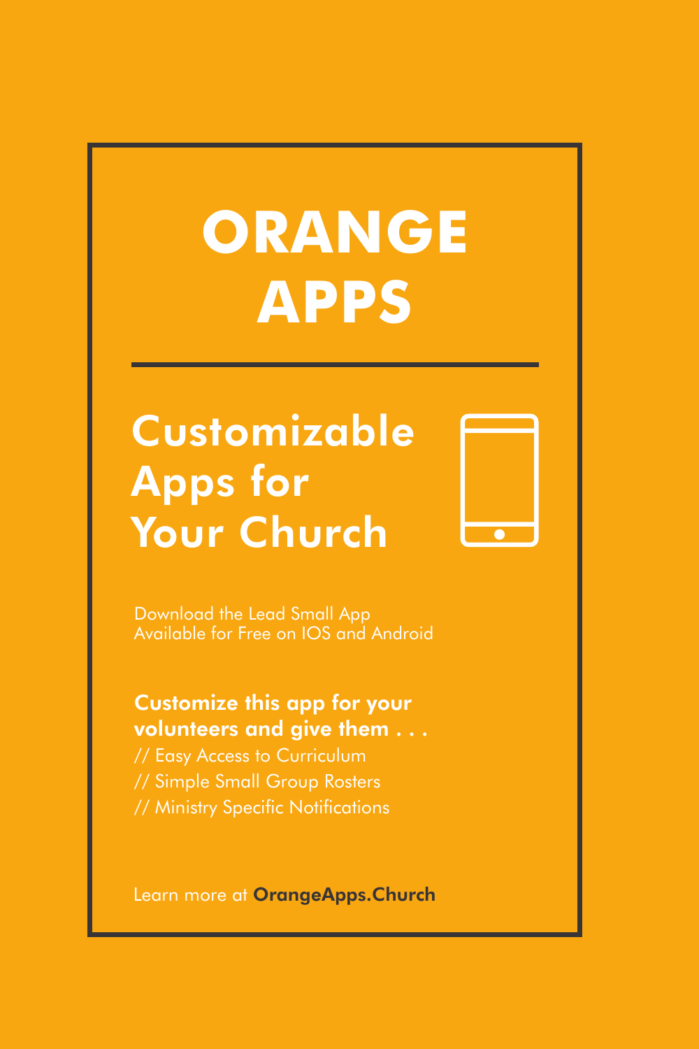# ORANGE APPS

## Customizable Apps for Your Church

Download the Lead Small App
Available for Free on IOS and Android

**Customize this app for your volunteers and give them . . .**

// Easy Access to Curriculum
// Simple Small Group Rosters
// Ministry Specific Notifications

Learn more at **OrangeApps.Church**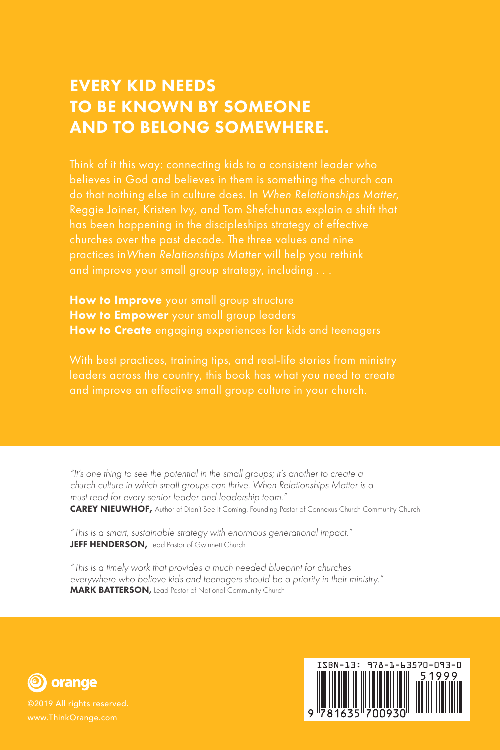# EVERY KID NEEDS TO BE KNOWN BY SOMEONE AND TO BELONG SOMEWHERE.

Think of it this way: connecting kids to a consistent leader who believes in God and believes in them is something the church can do that nothing else in culture does. In *When Relationships Matter*, Reggie Joiner, Kristen Ivy, and Tom Shefchunas explain a shift that has been happening in the discipleships strategy of effective churches over the past decade. The three values and nine practices in*When Relationships Matter* will help you rethink and improve your small group strategy, including . . .

**How to Improve** your small group structure
**How to Empower** your small group leaders
**How to Create** engaging experiences for kids and teenagers

With best practices, training tips, and real-life stories from ministry leaders across the country, this book has what you need to create and improve an effective small group culture in your church.

*"It's one thing to see the potential in the small groups; it's another to create a church culture in which small groups can thrive. When Relationships Matter is a must read for every senior leader and leadership team."*
**CAREY NIEUWHOF,** Author of Didn't See It Coming, Founding Pastor of Connexus Church Community Church

*"This is a smart, sustainable strategy with enormous generational impact."*
**JEFF HENDERSON,** Lead Pastor of Gwinnett Church

*"This is a timely work that provides a much needed blueprint for churches everywhere who believe kids and teenagers should be a priority in their ministry."*
**MARK BATTERSON,** Lead Pastor of National Community Church

orange

©2019 All rights reserved.
www.ThinkOrange.com

ISBN-13: 978-1-63570-093-0
51999
9 781635 700930